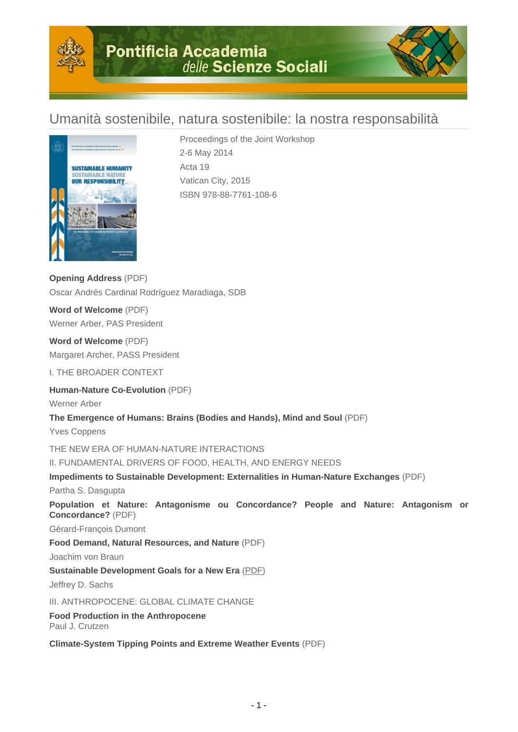# Pontificia Accademia delle Scienze Sociali

## Umanità sostenibile, natura sostenibile: la nostra responsabilità

Proceedings of the Joint Workshop
2-6 May 2014
Acta 19
Vatican City, 2015
ISBN 978-88-7761-108-6

**Opening Address** (PDF)
Oscar Andrés Cardinal Rodríguez Maradiaga, SDB

**Word of Welcome** (PDF)
Werner Arber, PAS President

**Word of Welcome** (PDF)
Margaret Archer, PASS President

I. THE BROADER CONTEXT

**Human-Nature Co-Evolution** (PDF)
Werner Arber

**The Emergence of Humans: Brains (Bodies and Hands), Mind and Soul** (PDF)
Yves Coppens

THE NEW ERA OF HUMAN-NATURE INTERACTIONS

II. FUNDAMENTAL DRIVERS OF FOOD, HEALTH, AND ENERGY NEEDS

**Impediments to Sustainable Development: Externalities in Human-Nature Exchanges** (PDF)
Partha S. Dasgupta

**Population et Nature: Antagonisme ou Concordance? People and Nature: Antagonism or Concordance?** (PDF)
Gérard-François Dumont

**Food Demand, Natural Resources, and Nature** (PDF)
Joachim von Braun

**Sustainable Development Goals for a New Era** (PDF)
Jeffrey D. Sachs

III. ANTHROPOCENE: GLOBAL CLIMATE CHANGE

**Food Production in the Anthropocene**
Paul J. Crutzen

**Climate-System Tipping Points and Extreme Weather Events** (PDF)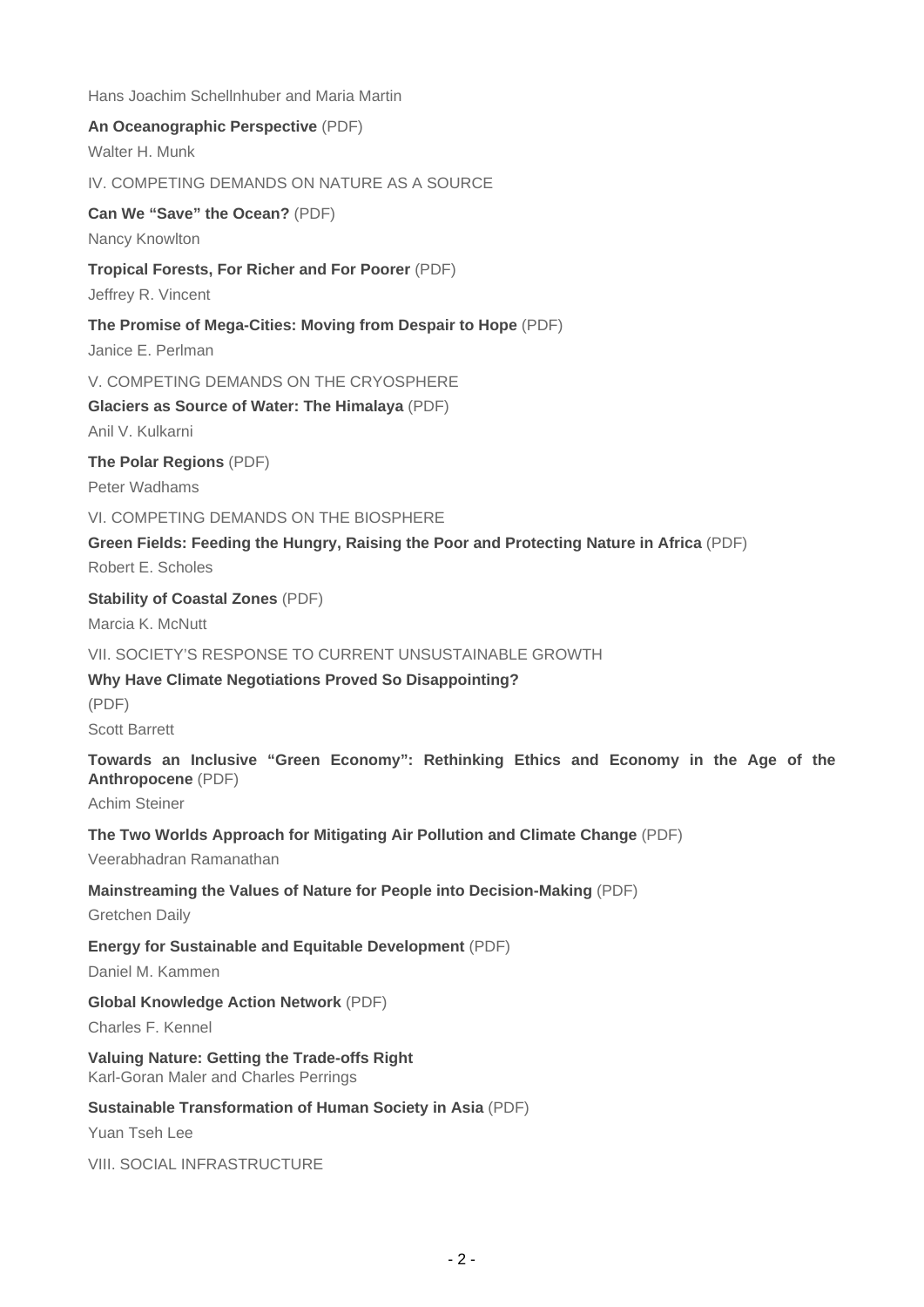Hans Joachim Schellnhuber and Maria Martin

**An Oceanographic Perspective** (PDF)

Walter H. Munk

IV. COMPETING DEMANDS ON NATURE AS A SOURCE

**Can We "Save" the Ocean?** (PDF)

Nancy Knowlton

**Tropical Forests, For Richer and For Poorer** (PDF)

Jeffrey R. Vincent

**The Promise of Mega-Cities: Moving from Despair to Hope** (PDF)

Janice E. Perlman

V. COMPETING DEMANDS ON THE CRYOSPHERE

**Glaciers as Source of Water: The Himalaya** (PDF)

Anil V. Kulkarni

**The Polar Regions** (PDF)

Peter Wadhams

VI. COMPETING DEMANDS ON THE BIOSPHERE

**Green Fields: Feeding the Hungry, Raising the Poor and Protecting Nature in Africa** (PDF)

Robert E. Scholes

**Stability of Coastal Zones** (PDF)

Marcia K. McNutt

VII. SOCIETY'S RESPONSE TO CURRENT UNSUSTAINABLE GROWTH

**Why Have Climate Negotiations Proved So Disappointing?**

(PDF)

Scott Barrett

**Towards an Inclusive "Green Economy": Rethinking Ethics and Economy in the Age of the Anthropocene** (PDF)

Achim Steiner

**The Two Worlds Approach for Mitigating Air Pollution and Climate Change** (PDF)

Veerabhadran Ramanathan

**Mainstreaming the Values of Nature for People into Decision-Making** (PDF)

Gretchen Daily

**Energy for Sustainable and Equitable Development** (PDF)

Daniel M. Kammen

**Global Knowledge Action Network** (PDF)

Charles F. Kennel

**Valuing Nature: Getting the Trade-offs Right**

Karl-Goran Maler and Charles Perrings

**Sustainable Transformation of Human Society in Asia** (PDF)

Yuan Tseh Lee

VIII. SOCIAL INFRASTRUCTURE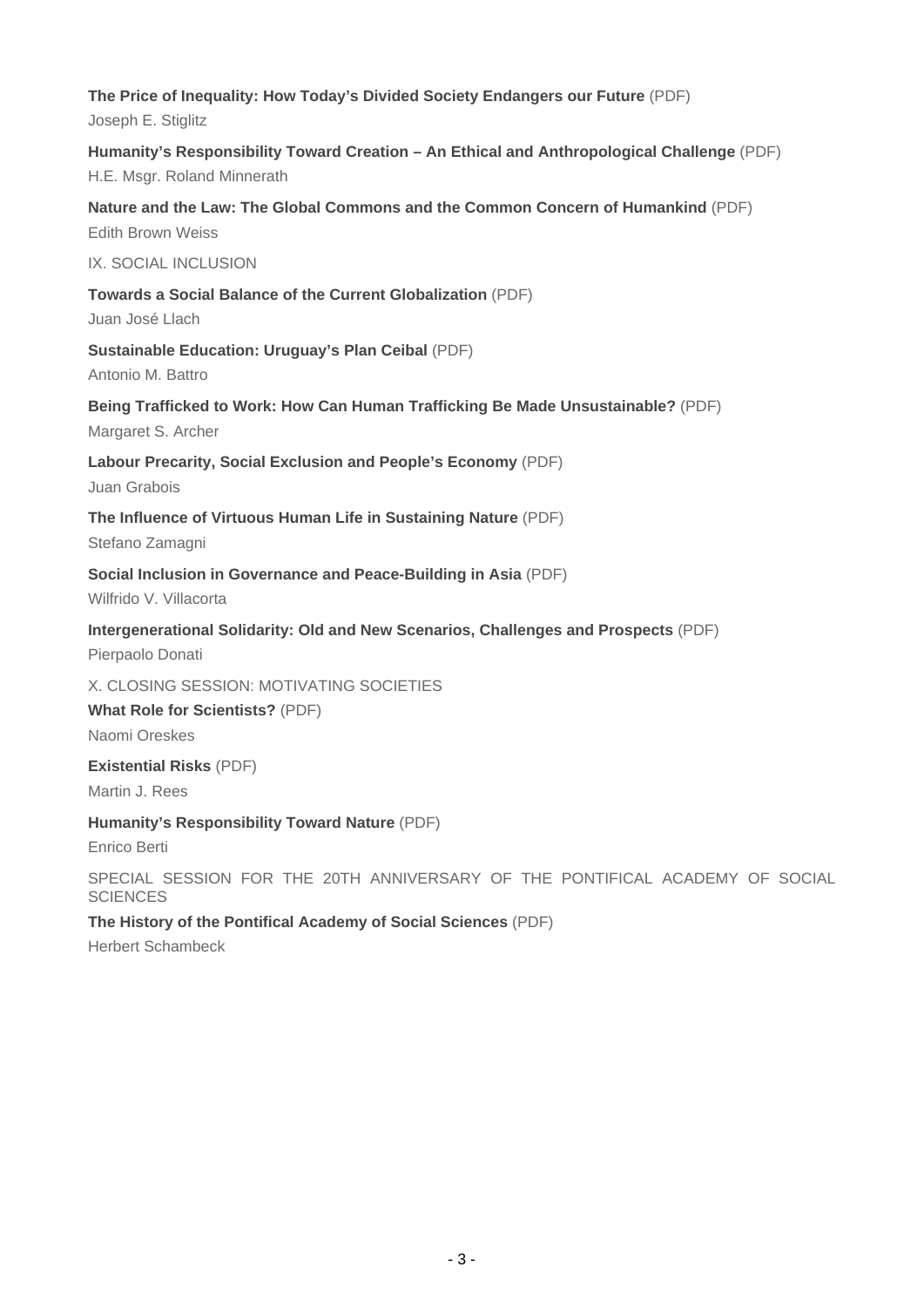**The Price of Inequality: How Today's Divided Society Endangers our Future** (PDF)

Joseph E. Stiglitz

**Humanity's Responsibility Toward Creation – An Ethical and Anthropological Challenge** (PDF)

H.E. Msgr. Roland Minnerath

**Nature and the Law: The Global Commons and the Common Concern of Humankind** (PDF)

Edith Brown Weiss

## IX. SOCIAL INCLUSION

**Towards a Social Balance of the Current Globalization** (PDF)

Juan José Llach

**Sustainable Education: Uruguay's Plan Ceibal** (PDF)

Antonio M. Battro

**Being Trafficked to Work: How Can Human Trafficking Be Made Unsustainable?** (PDF)

Margaret S. Archer

**Labour Precarity, Social Exclusion and People's Economy** (PDF)

Juan Grabois

**The Influence of Virtuous Human Life in Sustaining Nature** (PDF)

Stefano Zamagni

**Social Inclusion in Governance and Peace-Building in Asia** (PDF)

Wilfrido V. Villacorta

**Intergenerational Solidarity: Old and New Scenarios, Challenges and Prospects** (PDF)

Pierpaolo Donati

## X. CLOSING SESSION: MOTIVATING SOCIETIES

**What Role for Scientists?** (PDF)

Naomi Oreskes

**Existential Risks** (PDF)

Martin J. Rees

**Humanity's Responsibility Toward Nature** (PDF)

Enrico Berti

## SPECIAL SESSION FOR THE 20TH ANNIVERSARY OF THE PONTIFICAL ACADEMY OF SOCIAL SCIENCES

**The History of the Pontifical Academy of Social Sciences** (PDF)

Herbert Schambeck